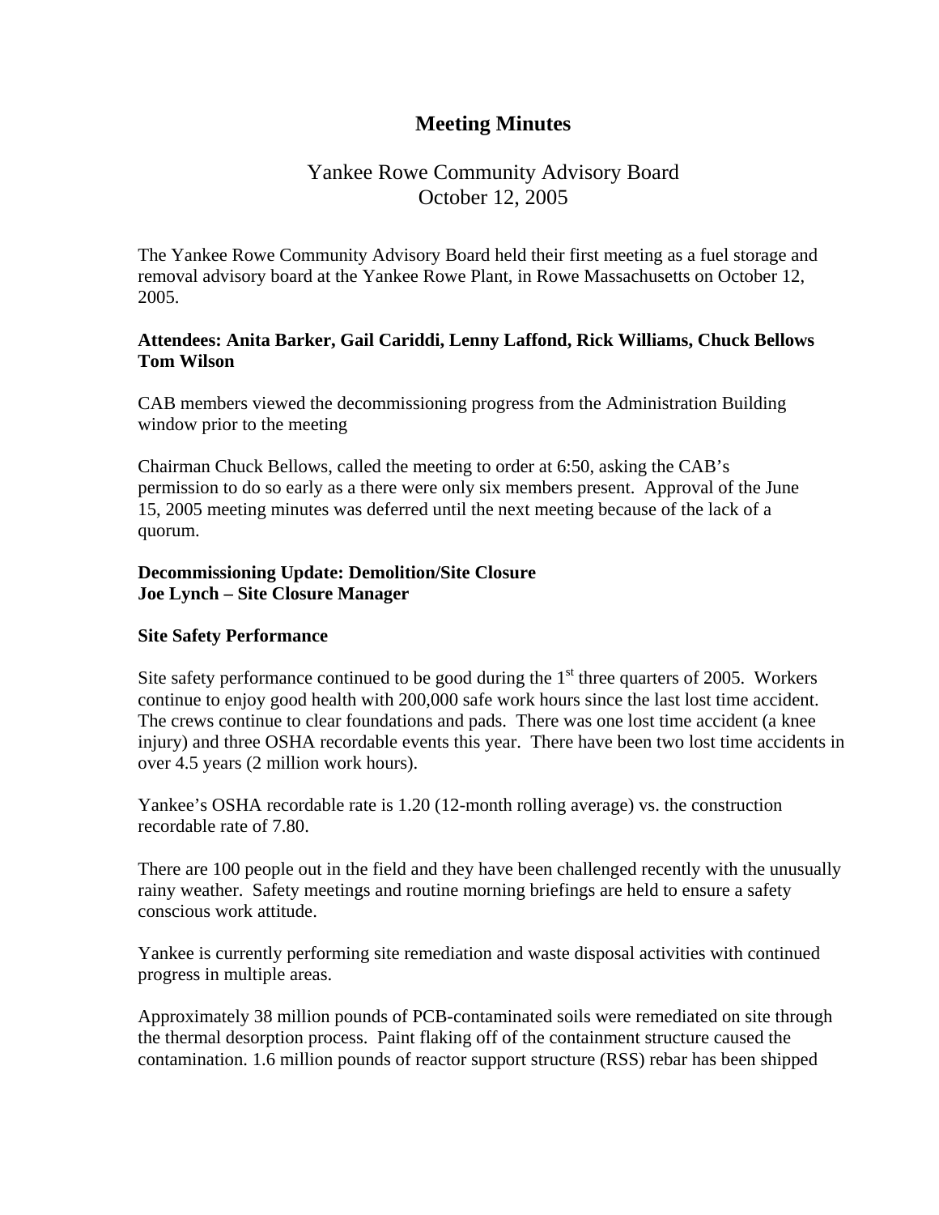# Meeting Minutes

## Yankee Rowe Community Advisory Board
## October 12, 2005

The Yankee Rowe Community Advisory Board held their first meeting as a fuel storage and removal advisory board at the Yankee Rowe Plant, in Rowe Massachusetts on October 12, 2005.

**Attendees: Anita Barker, Gail Cariddi, Lenny Laffond, Rick Williams, Chuck Bellows Tom Wilson**

CAB members viewed the decommissioning progress from the Administration Building window prior to the meeting

Chairman Chuck Bellows, called the meeting to order at 6:50, asking the CAB's permission to do so early as a there were only six members present. Approval of the June 15, 2005 meeting minutes was deferred until the next meeting because of the lack of a quorum.

**Decommissioning Update: Demolition/Site Closure**
**Joe Lynch – Site Closure Manager**

**Site Safety Performance**

Site safety performance continued to be good during the 1st three quarters of 2005. Workers continue to enjoy good health with 200,000 safe work hours since the last lost time accident. The crews continue to clear foundations and pads. There was one lost time accident (a knee injury) and three OSHA recordable events this year. There have been two lost time accidents in over 4.5 years (2 million work hours).

Yankee's OSHA recordable rate is 1.20 (12-month rolling average) vs. the construction recordable rate of 7.80.

There are 100 people out in the field and they have been challenged recently with the unusually rainy weather. Safety meetings and routine morning briefings are held to ensure a safety conscious work attitude.

Yankee is currently performing site remediation and waste disposal activities with continued progress in multiple areas.

Approximately 38 million pounds of PCB-contaminated soils were remediated on site through the thermal desorption process. Paint flaking off of the containment structure caused the contamination. 1.6 million pounds of reactor support structure (RSS) rebar has been shipped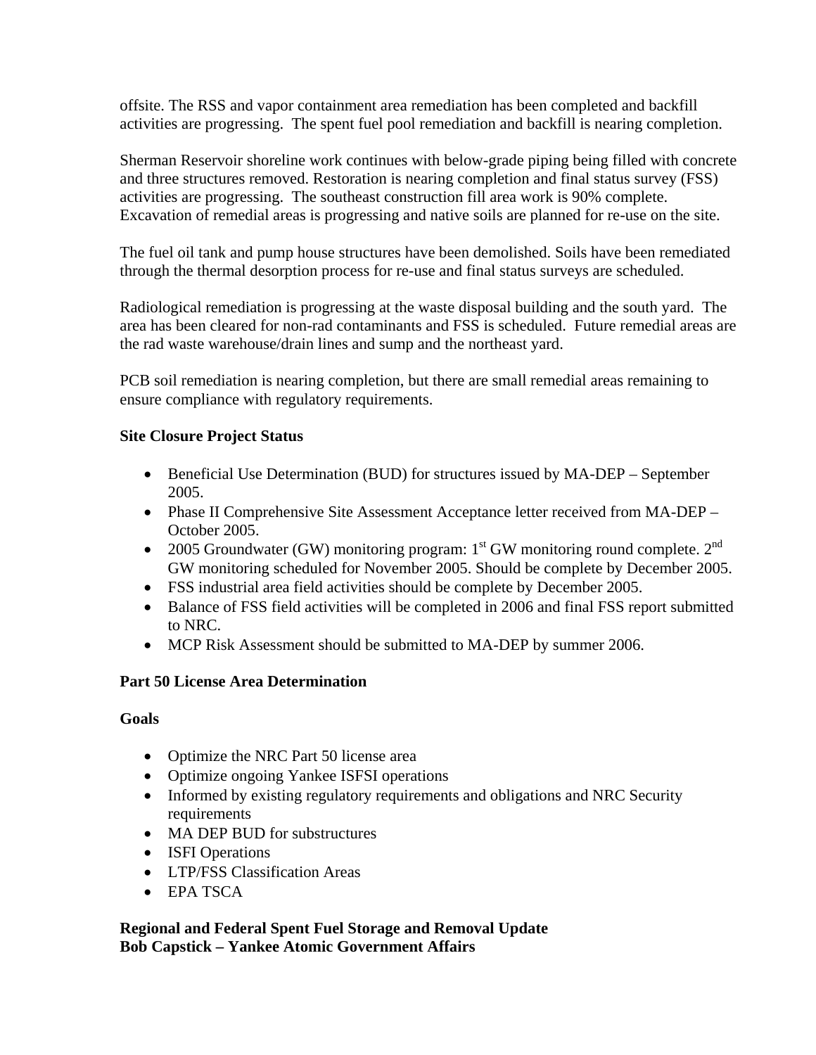offsite. The RSS and vapor containment area remediation has been completed and backfill activities are progressing. The spent fuel pool remediation and backfill is nearing completion.

Sherman Reservoir shoreline work continues with below-grade piping being filled with concrete and three structures removed. Restoration is nearing completion and final status survey (FSS) activities are progressing. The southeast construction fill area work is 90% complete. Excavation of remedial areas is progressing and native soils are planned for re-use on the site.

The fuel oil tank and pump house structures have been demolished. Soils have been remediated through the thermal desorption process for re-use and final status surveys are scheduled.

Radiological remediation is progressing at the waste disposal building and the south yard. The area has been cleared for non-rad contaminants and FSS is scheduled. Future remedial areas are the rad waste warehouse/drain lines and sump and the northeast yard.

PCB soil remediation is nearing completion, but there are small remedial areas remaining to ensure compliance with regulatory requirements.

**Site Closure Project Status**

- Beneficial Use Determination (BUD) for structures issued by MA-DEP – September 2005.
- Phase II Comprehensive Site Assessment Acceptance letter received from MA-DEP – October 2005.
- 2005 Groundwater (GW) monitoring program: 1st GW monitoring round complete. 2nd GW monitoring scheduled for November 2005. Should be complete by December 2005.
- FSS industrial area field activities should be complete by December 2005.
- Balance of FSS field activities will be completed in 2006 and final FSS report submitted to NRC.
- MCP Risk Assessment should be submitted to MA-DEP by summer 2006.

**Part 50 License Area Determination**

**Goals**

- Optimize the NRC Part 50 license area
- Optimize ongoing Yankee ISFSI operations
- Informed by existing regulatory requirements and obligations and NRC Security requirements
- MA DEP BUD for substructures
- ISFI Operations
- LTP/FSS Classification Areas
- EPA TSCA

**Regional and Federal Spent Fuel Storage and Removal Update**
**Bob Capstick – Yankee Atomic Government Affairs**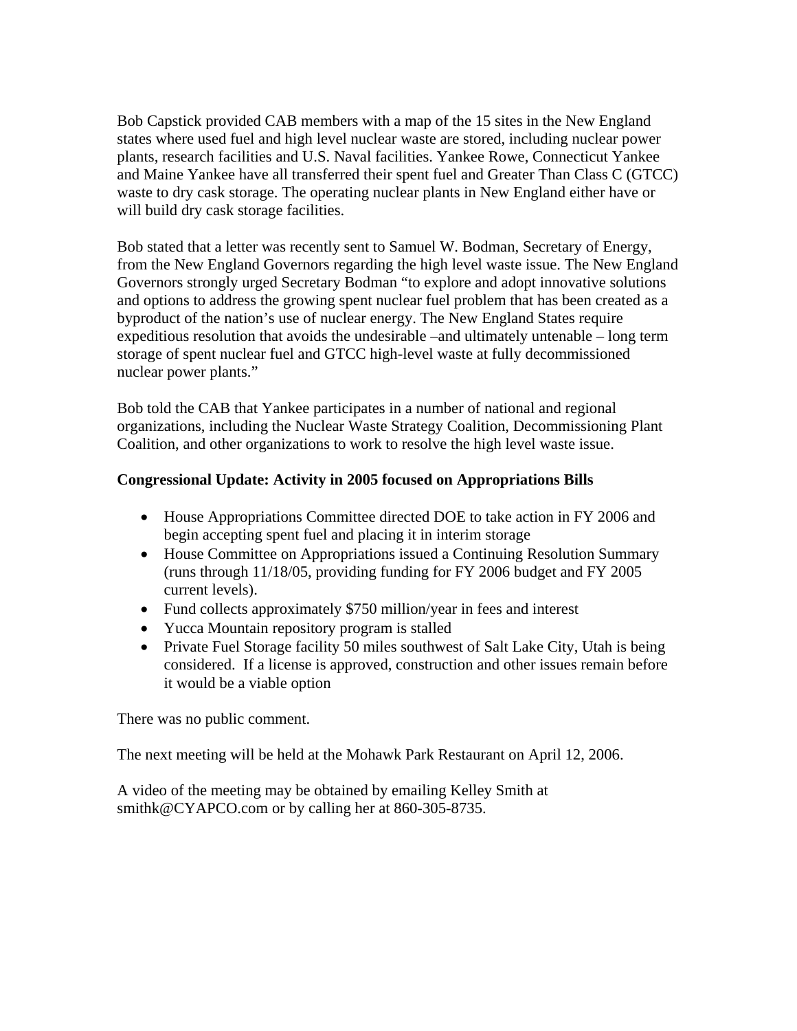Bob Capstick provided CAB members with a map of the 15 sites in the New England states where used fuel and high level nuclear waste are stored, including nuclear power plants, research facilities and U.S. Naval facilities. Yankee Rowe, Connecticut Yankee and Maine Yankee have all transferred their spent fuel and Greater Than Class C (GTCC) waste to dry cask storage. The operating nuclear plants in New England either have or will build dry cask storage facilities.

Bob stated that a letter was recently sent to Samuel W. Bodman, Secretary of Energy, from the New England Governors regarding the high level waste issue. The New England Governors strongly urged Secretary Bodman "to explore and adopt innovative solutions and options to address the growing spent nuclear fuel problem that has been created as a byproduct of the nation's use of nuclear energy. The New England States require expeditious resolution that avoids the undesirable –and ultimately untenable – long term storage of spent nuclear fuel and GTCC high-level waste at fully decommissioned nuclear power plants."

Bob told the CAB that Yankee participates in a number of national and regional organizations, including the Nuclear Waste Strategy Coalition, Decommissioning Plant Coalition, and other organizations to work to resolve the high level waste issue.

**Congressional Update: Activity in 2005 focused on Appropriations Bills**

- House Appropriations Committee directed DOE to take action in FY 2006 and begin accepting spent fuel and placing it in interim storage
- House Committee on Appropriations issued a Continuing Resolution Summary (runs through 11/18/05, providing funding for FY 2006 budget and FY 2005 current levels).
- Fund collects approximately $750 million/year in fees and interest
- Yucca Mountain repository program is stalled
- Private Fuel Storage facility 50 miles southwest of Salt Lake City, Utah is being considered. If a license is approved, construction and other issues remain before it would be a viable option

There was no public comment.

The next meeting will be held at the Mohawk Park Restaurant on April 12, 2006.

A video of the meeting may be obtained by emailing Kelley Smith at smithk@CYAPCO.com or by calling her at 860-305-8735.